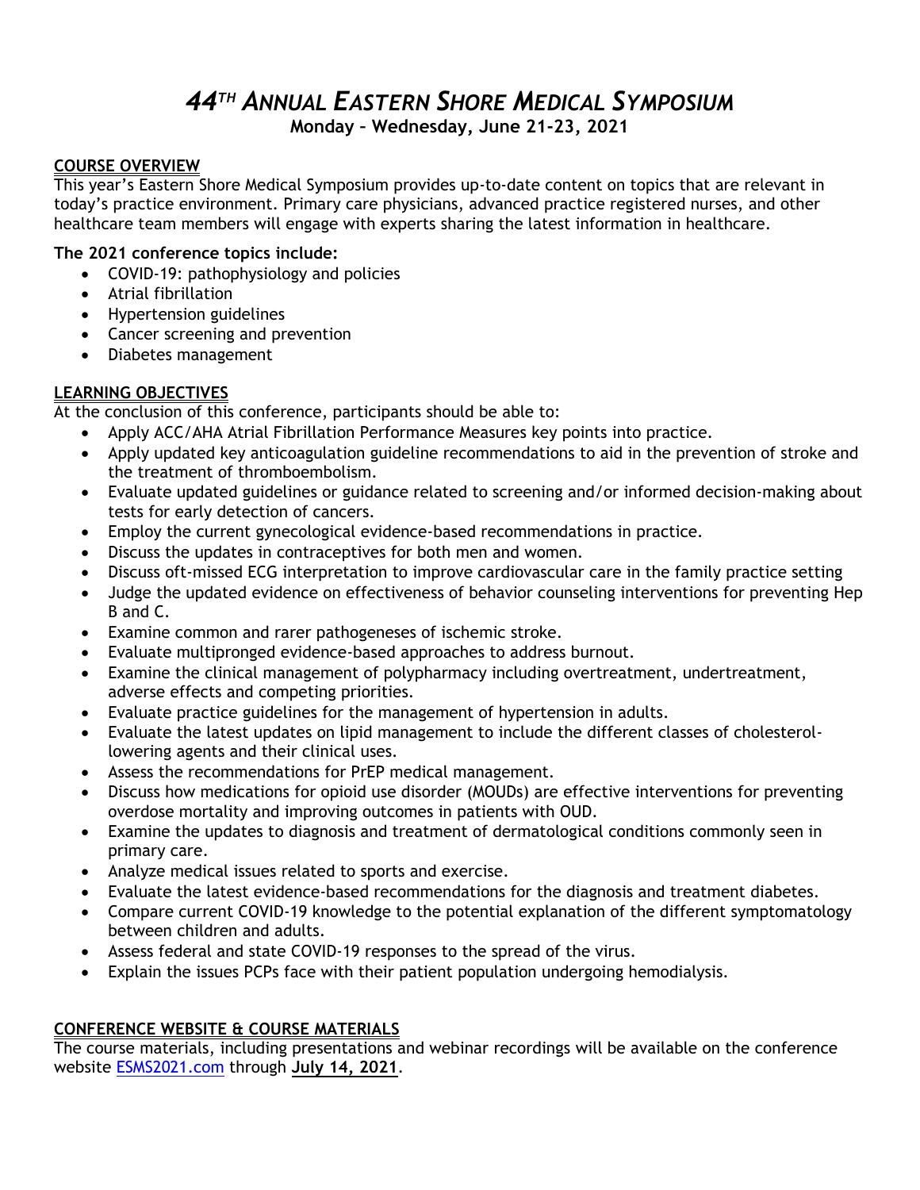# *44TH ANNUAL EASTERN SHORE MEDICAL SYMPOSIUM*

**Monday – Wednesday, June 21-23, 2021**

## COURSE OVERVIEW

This year's Eastern Shore Medical Symposium provides up-to-date content on topics that are relevant in today's practice environment. Primary care physicians, advanced practice registered nurses, and other healthcare team members will engage with experts sharing the latest information in healthcare.

**The 2021 conference topics include:**

- COVID-19: pathophysiology and policies
- Atrial fibrillation
- Hypertension guidelines
- Cancer screening and prevention
- Diabetes management

## LEARNING OBJECTIVES

At the conclusion of this conference, participants should be able to:

- Apply ACC/AHA Atrial Fibrillation Performance Measures key points into practice.
- Apply updated key anticoagulation guideline recommendations to aid in the prevention of stroke and the treatment of thromboembolism.
- Evaluate updated guidelines or guidance related to screening and/or informed decision-making about tests for early detection of cancers.
- Employ the current gynecological evidence-based recommendations in practice.
- Discuss the updates in contraceptives for both men and women.
- Discuss oft-missed ECG interpretation to improve cardiovascular care in the family practice setting
- Judge the updated evidence on effectiveness of behavior counseling interventions for preventing Hep B and C.
- Examine common and rarer pathogeneses of ischemic stroke.
- Evaluate multipronged evidence-based approaches to address burnout.
- Examine the clinical management of polypharmacy including overtreatment, undertreatment, adverse effects and competing priorities.
- Evaluate practice guidelines for the management of hypertension in adults.
- Evaluate the latest updates on lipid management to include the different classes of cholesterol-lowering agents and their clinical uses.
- Assess the recommendations for PrEP medical management.
- Discuss how medications for opioid use disorder (MOUDs) are effective interventions for preventing overdose mortality and improving outcomes in patients with OUD.
- Examine the updates to diagnosis and treatment of dermatological conditions commonly seen in primary care.
- Analyze medical issues related to sports and exercise.
- Evaluate the latest evidence-based recommendations for the diagnosis and treatment diabetes.
- Compare current COVID-19 knowledge to the potential explanation of the different symptomatology between children and adults.
- Assess federal and state COVID-19 responses to the spread of the virus.
- Explain the issues PCPs face with their patient population undergoing hemodialysis.

## CONFERENCE WEBSITE & COURSE MATERIALS

The course materials, including presentations and webinar recordings will be available on the conference website [ESMS2021.com](ESMS2021.com) through **July 14, 2021**.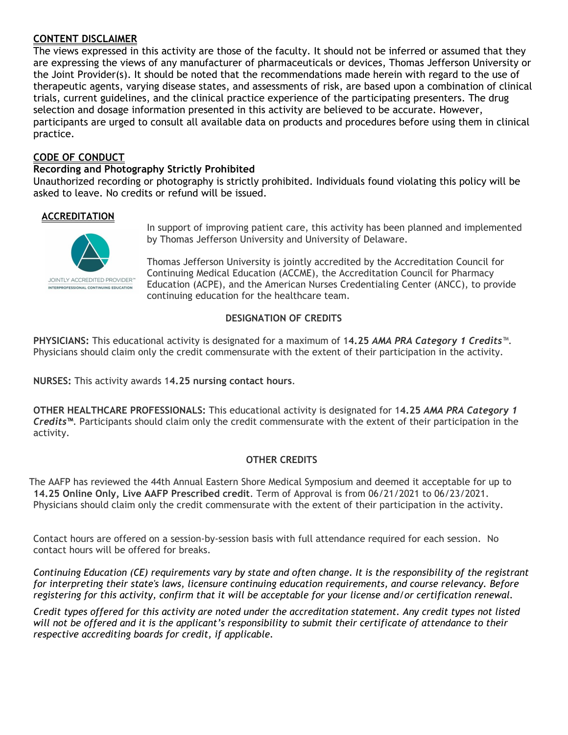## CONTENT DISCLAIMER

The views expressed in this activity are those of the faculty. It should not be inferred or assumed that they are expressing the views of any manufacturer of pharmaceuticals or devices, Thomas Jefferson University or the Joint Provider(s). It should be noted that the recommendations made herein with regard to the use of therapeutic agents, varying disease states, and assessments of risk, are based upon a combination of clinical trials, current guidelines, and the clinical practice experience of the participating presenters. The drug selection and dosage information presented in this activity are believed to be accurate. However, participants are urged to consult all available data on products and procedures before using them in clinical practice.

## CODE OF CONDUCT

**Recording and Photography Strictly Prohibited**

Unauthorized recording or photography is strictly prohibited. Individuals found violating this policy will be asked to leave. No credits or refund will be issued.

## ACCREDITATION

JOINTLY ACCREDITED PROVIDER™
INTERPROFESSIONAL CONTINUING EDUCATION

In support of improving patient care, this activity has been planned and implemented by Thomas Jefferson University and University of Delaware.

Thomas Jefferson University is jointly accredited by the Accreditation Council for Continuing Medical Education (ACCME), the Accreditation Council for Pharmacy Education (ACPE), and the American Nurses Credentialing Center (ANCC), to provide continuing education for the healthcare team.

### DESIGNATION OF CREDITS

**PHYSICIANS:** This educational activity is designated for a maximum of **14.25** ***AMA PRA Category 1 Credits***™. Physicians should claim only the credit commensurate with the extent of their participation in the activity.

**NURSES:** This activity awards **14.25 nursing contact hours**.

**OTHER HEALTHCARE PROFESSIONALS:** This educational activity is designated for **14.25** ***AMA PRA Category 1 Credits™***. Participants should claim only the credit commensurate with the extent of their participation in the activity.

### OTHER CREDITS

The AAFP has reviewed the 44th Annual Eastern Shore Medical Symposium and deemed it acceptable for up to **14.25 Online Only, Live AAFP Prescribed credit**. Term of Approval is from 06/21/2021 to 06/23/2021. Physicians should claim only the credit commensurate with the extent of their participation in the activity.

Contact hours are offered on a session-by-session basis with full attendance required for each session. No contact hours will be offered for breaks.

*Continuing Education (CE) requirements vary by state and often change. It is the responsibility of the registrant for interpreting their state's laws, licensure continuing education requirements, and course relevancy. Before registering for this activity, confirm that it will be acceptable for your license and/or certification renewal.*

*Credit types offered for this activity are noted under the accreditation statement. Any credit types not listed will not be offered and it is the applicant's responsibility to submit their certificate of attendance to their respective accrediting boards for credit, if applicable.*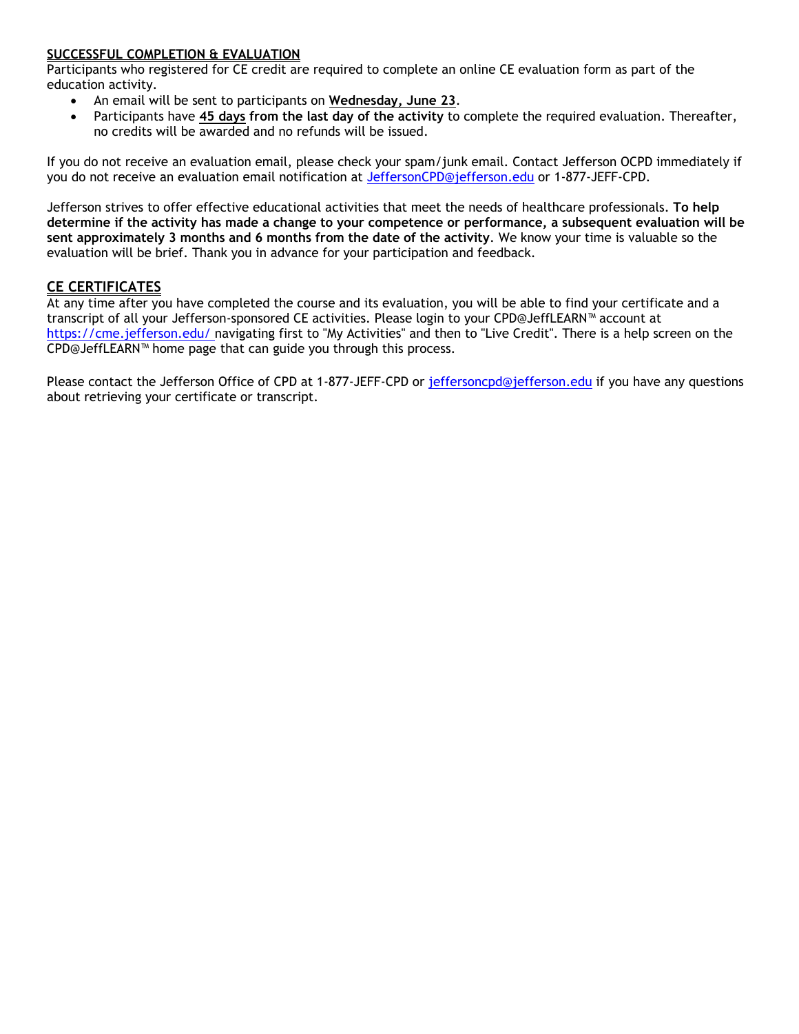## SUCCESSFUL COMPLETION & EVALUATION

Participants who registered for CE credit are required to complete an online CE evaluation form as part of the education activity.

- An email will be sent to participants on **Wednesday, June 23**.
- Participants have **45 days from the last day of the activity** to complete the required evaluation. Thereafter, no credits will be awarded and no refunds will be issued.

If you do not receive an evaluation email, please check your spam/junk email. Contact Jefferson OCPD immediately if you do not receive an evaluation email notification at JeffersonCPD@jefferson.edu or 1-877-JEFF-CPD.

Jefferson strives to offer effective educational activities that meet the needs of healthcare professionals. **To help determine if the activity has made a change to your competence or performance, a subsequent evaluation will be sent approximately 3 months and 6 months from the date of the activity**. We know your time is valuable so the evaluation will be brief. Thank you in advance for your participation and feedback.

## CE CERTIFICATES

At any time after you have completed the course and its evaluation, you will be able to find your certificate and a transcript of all your Jefferson-sponsored CE activities. Please login to your CPD@JeffLEARN™ account at https://cme.jefferson.edu/ navigating first to "My Activities" and then to "Live Credit". There is a help screen on the CPD@JeffLEARN™ home page that can guide you through this process.

Please contact the Jefferson Office of CPD at 1-877-JEFF-CPD or jeffersoncpd@jefferson.edu if you have any questions about retrieving your certificate or transcript.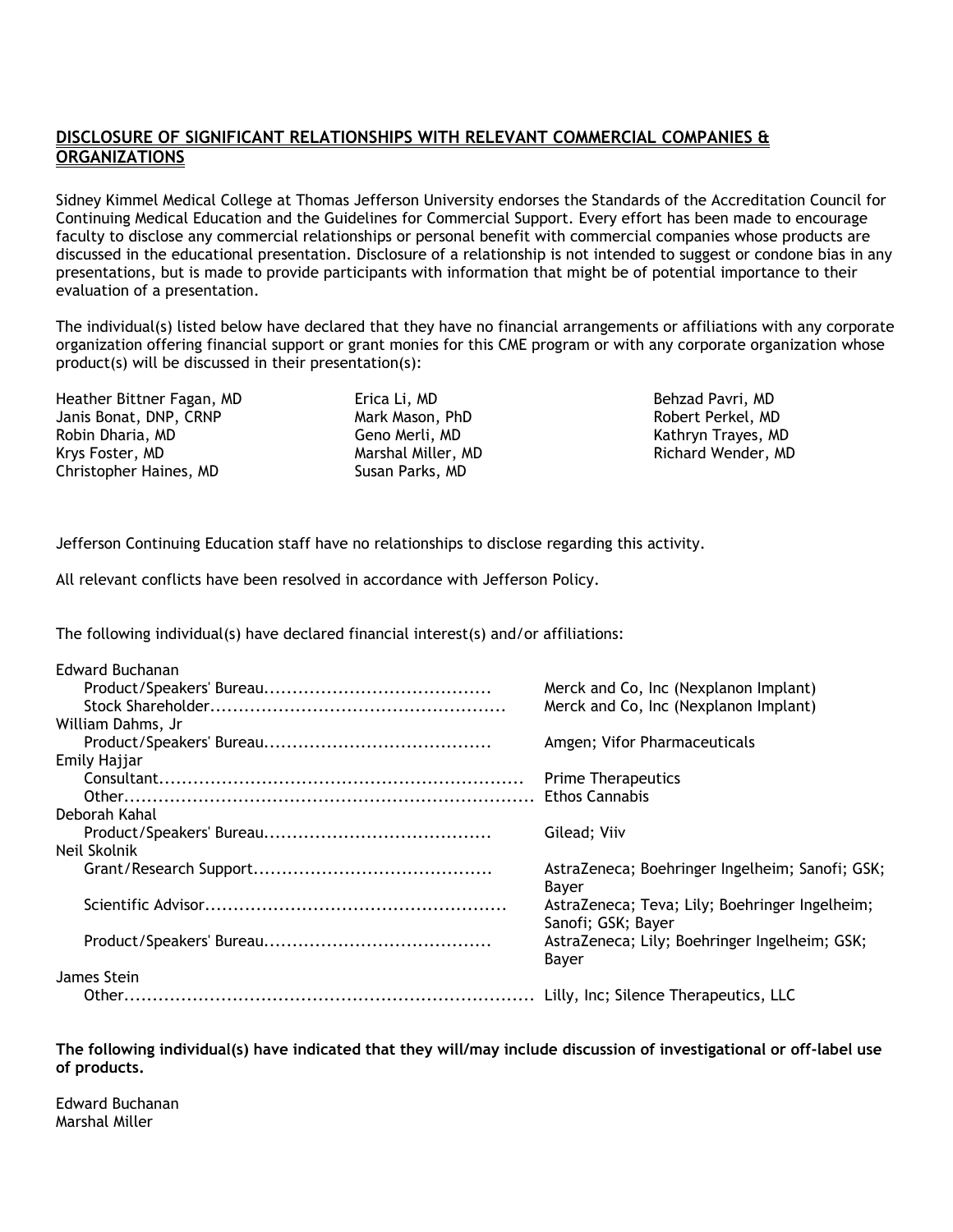## DISCLOSURE OF SIGNIFICANT RELATIONSHIPS WITH RELEVANT COMMERCIAL COMPANIES & ORGANIZATIONS

Sidney Kimmel Medical College at Thomas Jefferson University endorses the Standards of the Accreditation Council for Continuing Medical Education and the Guidelines for Commercial Support. Every effort has been made to encourage faculty to disclose any commercial relationships or personal benefit with commercial companies whose products are discussed in the educational presentation. Disclosure of a relationship is not intended to suggest or condone bias in any presentations, but is made to provide participants with information that might be of potential importance to their evaluation of a presentation.

The individual(s) listed below have declared that they have no financial arrangements or affiliations with any corporate organization offering financial support or grant monies for this CME program or with any corporate organization whose product(s) will be discussed in their presentation(s):

Heather Bittner Fagan, MD
Janis Bonat, DNP, CRNP
Robin Dharia, MD
Krys Foster, MD
Christopher Haines, MD
Erica Li, MD
Mark Mason, PhD
Geno Merli, MD
Marshal Miller, MD
Susan Parks, MD
Behzad Pavri, MD
Robert Perkel, MD
Kathryn Trayes, MD
Richard Wender, MD

Jefferson Continuing Education staff have no relationships to disclose regarding this activity.

All relevant conflicts have been resolved in accordance with Jefferson Policy.

The following individual(s) have declared financial interest(s) and/or affiliations:

Edward Buchanan
- Product/Speakers' Bureau........................................ Merck and Co, Inc (Nexplanon Implant)
- Stock Shareholder.................................................... Merck and Co, Inc (Nexplanon Implant)

William Dahms, Jr
- Product/Speakers' Bureau........................................ Amgen; Vifor Pharmaceuticals

Emily Hajjar
- Consultant................................................................ Prime Therapeutics
- Other........................................................................ Ethos Cannabis

Deborah Kahal
- Product/Speakers' Bureau........................................ Gilead; Viiv

Neil Skolnik
- Grant/Research Support.......................................... AstraZeneca; Boehringer Ingelheim; Sanofi; GSK; Bayer
- Scientific Advisor..................................................... AstraZeneca; Teva; Lily; Boehringer Ingelheim; Sanofi; GSK; Bayer
- Product/Speakers' Bureau........................................ AstraZeneca; Lily; Boehringer Ingelheim; GSK; Bayer

James Stein
- Other........................................................................ Lilly, Inc; Silence Therapeutics, LLC

**The following individual(s) have indicated that they will/may include discussion of investigational or off-label use of products.**

Edward Buchanan
Marshal Miller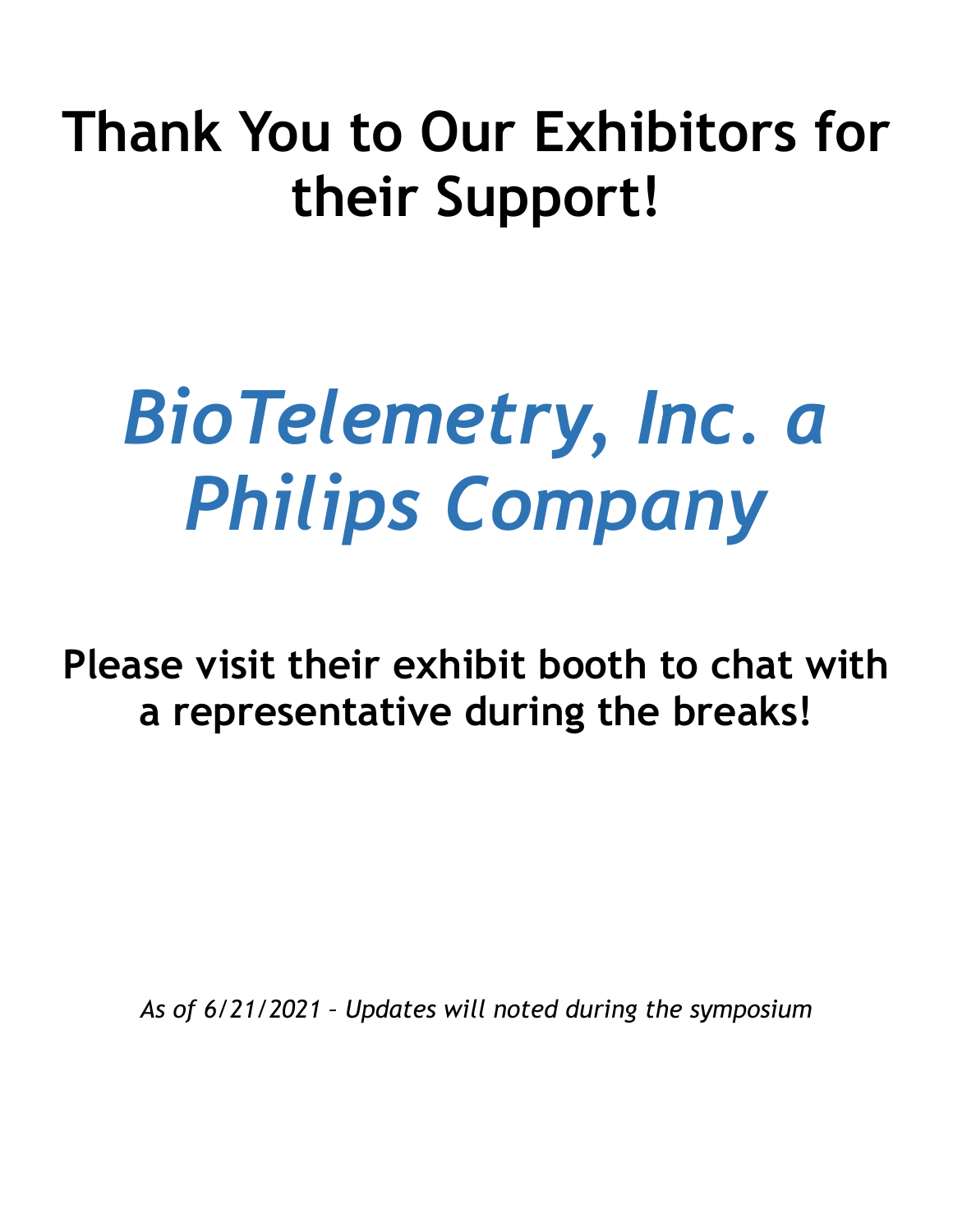# Thank You to Our Exhibitors for their Support!

## *BioTelemetry, Inc. a Philips Company*

**Please visit their exhibit booth to chat with a representative during the breaks!**

*As of 6/21/2021 – Updates will noted during the symposium*